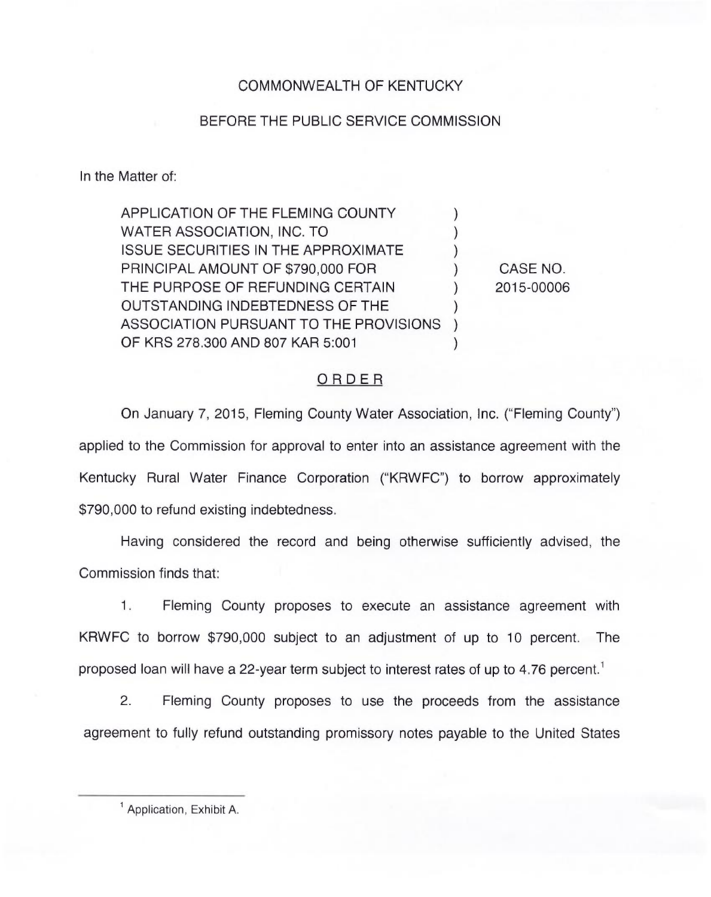COMMONWEALTH OF KENTUCKY

BEFORE THE PUBLIC SERVICE COMMISSION

In the Matter of:

| | | |
|---|---|---|
| APPLICATION OF THE FLEMING COUNTY WATER ASSOCIATION, INC. TO ISSUE SECURITIES IN THE APPROXIMATE PRINCIPAL AMOUNT OF $790,000 FOR THE PURPOSE OF REFUNDING CERTAIN OUTSTANDING INDEBTEDNESS OF THE ASSOCIATION PURSUANT TO THE PROVISIONS OF KRS 278.300 AND 807 KAR 5:001 | ) | CASE NO. 2015-00006 |

ORDER

On January 7, 2015, Fleming County Water Association, Inc. ("Fleming County") applied to the Commission for approval to enter into an assistance agreement with the Kentucky Rural Water Finance Corporation ("KRWFC") to borrow approximately $790,000 to refund existing indebtedness.

Having considered the record and being otherwise sufficiently advised, the Commission finds that:

1. Fleming County proposes to execute an assistance agreement with KRWFC to borrow $790,000 subject to an adjustment of up to 10 percent. The proposed loan will have a 22-year term subject to interest rates of up to 4.76 percent.[1]

2. Fleming County proposes to use the proceeds from the assistance agreement to fully refund outstanding promissory notes payable to the United States

[1] Application, Exhibit A.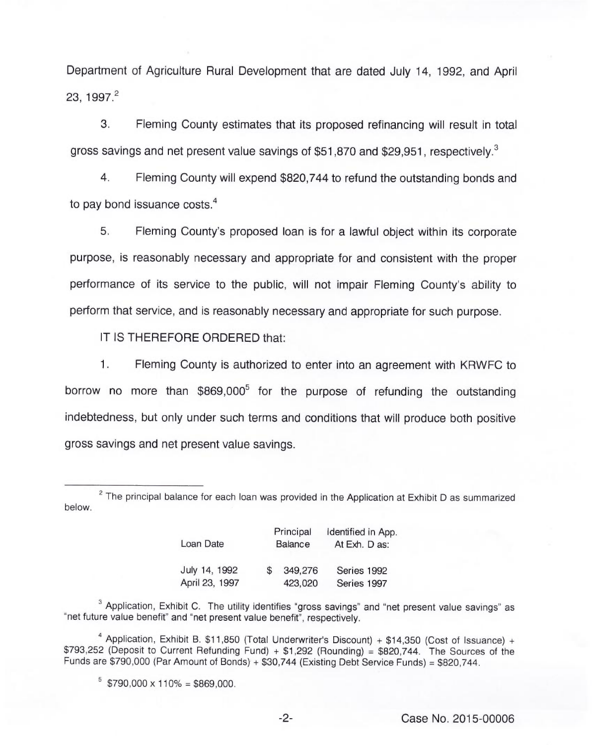Department of Agriculture Rural Development that are dated July 14, 1992, and April 23, 1997.[2]

3. Fleming County estimates that its proposed refinancing will result in total gross savings and net present value savings of $51,870 and $29,951, respectively.[3]

4. Fleming County will expend $820,744 to refund the outstanding bonds and to pay bond issuance costs.[4]

5. Fleming County's proposed loan is for a lawful object within its corporate purpose, is reasonably necessary and appropriate for and consistent with the proper performance of its service to the public, will not impair Fleming County's ability to perform that service, and is reasonably necessary and appropriate for such purpose.

IT IS THEREFORE ORDERED that:

1. Fleming County is authorized to enter into an agreement with KRWFC to borrow no more than $869,000[5] for the purpose of refunding the outstanding indebtedness, but only under such terms and conditions that will produce both positive gross savings and net present value savings.

---

[2] The principal balance for each loan was provided in the Application at Exhibit D as summarized below.

| Loan Date | Principal Balance | Identified in App. At Exh. D as: |
|---|---|---|
| July 14, 1992 | $ 349,276 | Series 1992 |
| April 23, 1997 | 423,020 | Series 1997 |

[3] Application, Exhibit C. The utility identifies "gross savings" and "net present value savings" as "net future value benefit" and "net present value benefit", respectively.

[4] Application, Exhibit B. $11,850 (Total Underwriter's Discount) + $14,350 (Cost of Issuance) + $793,252 (Deposit to Current Refunding Fund) + $1,292 (Rounding) = $820,744. The Sources of the Funds are $790,000 (Par Amount of Bonds) + $30,744 (Existing Debt Service Funds) = $820,744.

[5] $790,000 x 110% = $869,000.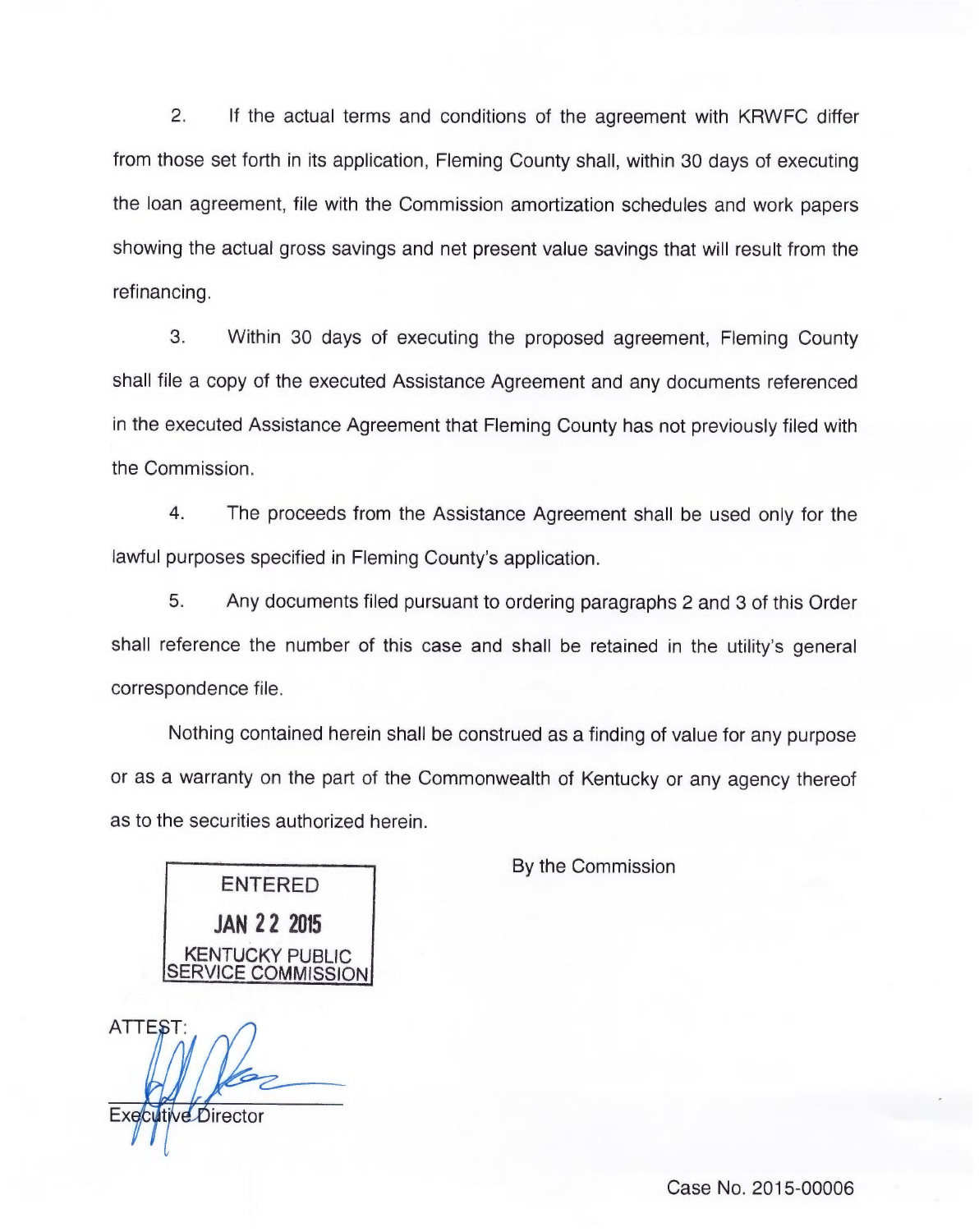2. If the actual terms and conditions of the agreement with KRWFC differ from those set forth in its application, Fleming County shall, within 30 days of executing the loan agreement, file with the Commission amortization schedules and work papers showing the actual gross savings and net present value savings that will result from the refinancing.

3. Within 30 days of executing the proposed agreement, Fleming County shall file a copy of the executed Assistance Agreement and any documents referenced in the executed Assistance Agreement that Fleming County has not previously filed with the Commission.

4. The proceeds from the Assistance Agreement shall be used only for the lawful purposes specified in Fleming County's application.

5. Any documents filed pursuant to ordering paragraphs 2 and 3 of this Order shall reference the number of this case and shall be retained in the utility's general correspondence file.

Nothing contained herein shall be construed as a finding of value for any purpose or as a warranty on the part of the Commonwealth of Kentucky or any agency thereof as to the securities authorized herein.

By the Commission

ENTERED
JAN 22 2015
KENTUCKY PUBLIC SERVICE COMMISSION

ATTEST:

Executive Director

Case No. 2015-00006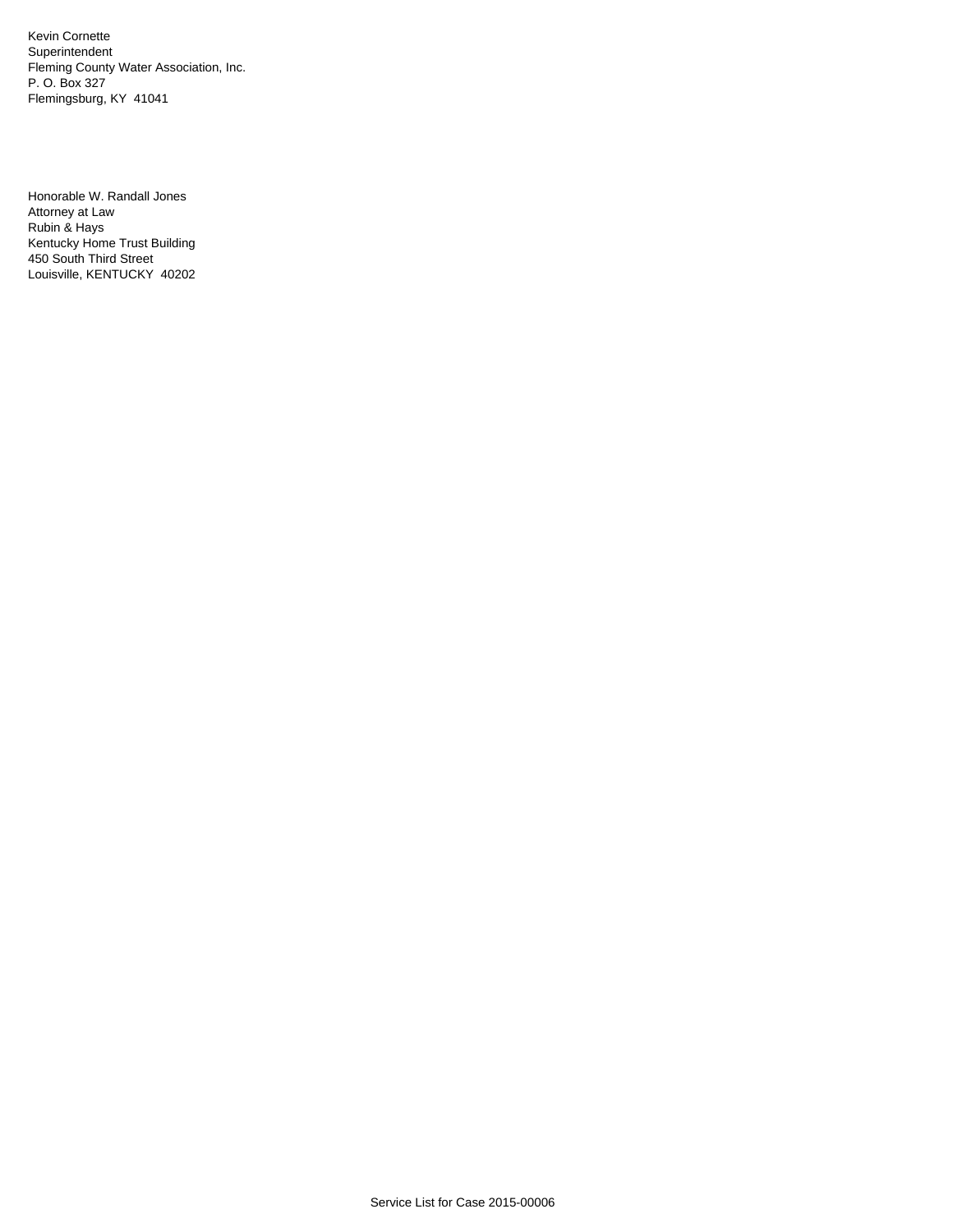Kevin Cornette
Superintendent
Fleming County Water Association, Inc.
P. O. Box 327
Flemingsburg, KY  41041

Honorable W. Randall Jones
Attorney at Law
Rubin & Hays
Kentucky Home Trust Building
450 South Third Street
Louisville, KENTUCKY  40202

Service List for Case 2015-00006